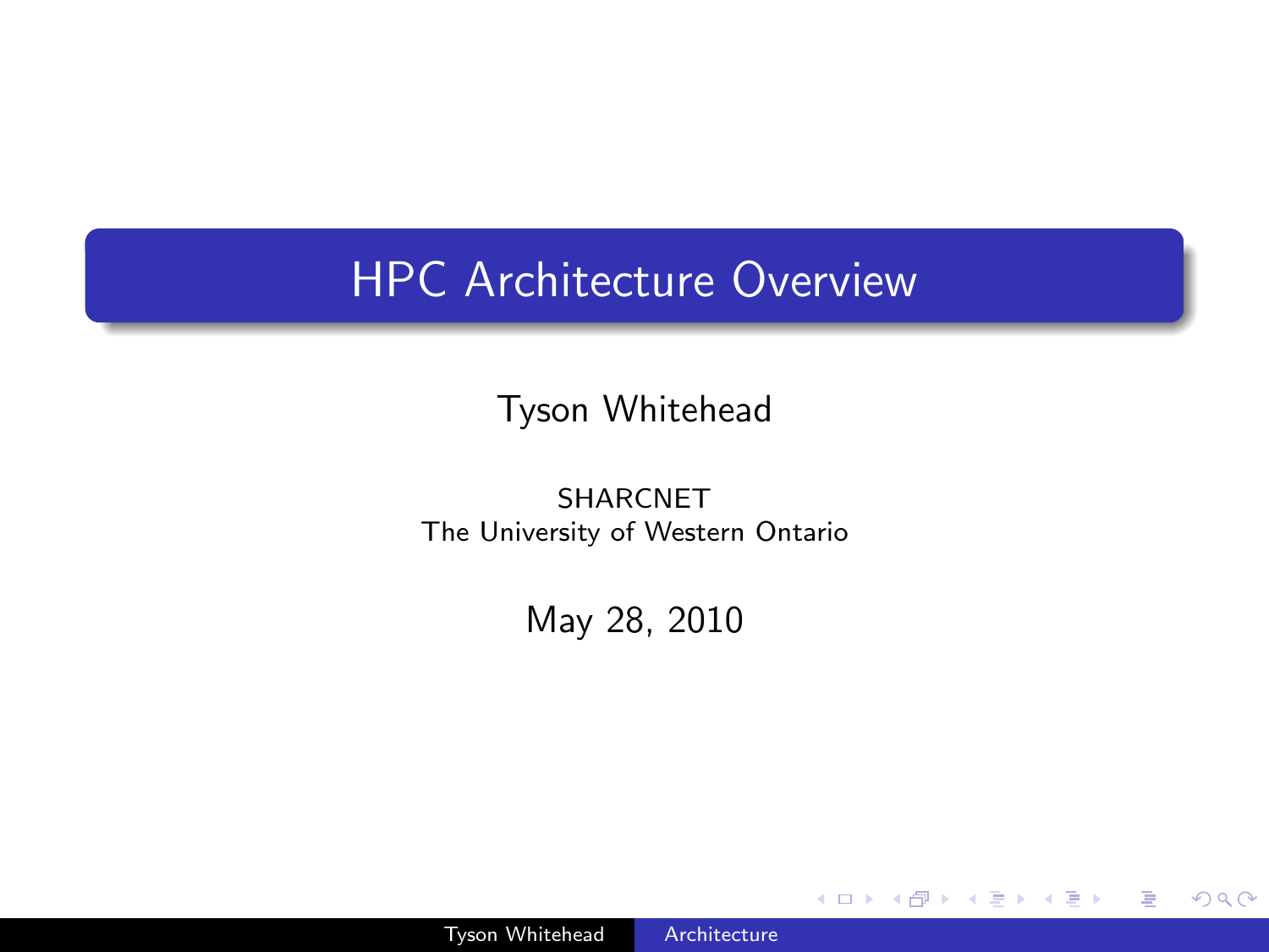# HPC Architecture Overview

Tyson Whitehead

SHARCNET
The University of Western Ontario

May 28, 2010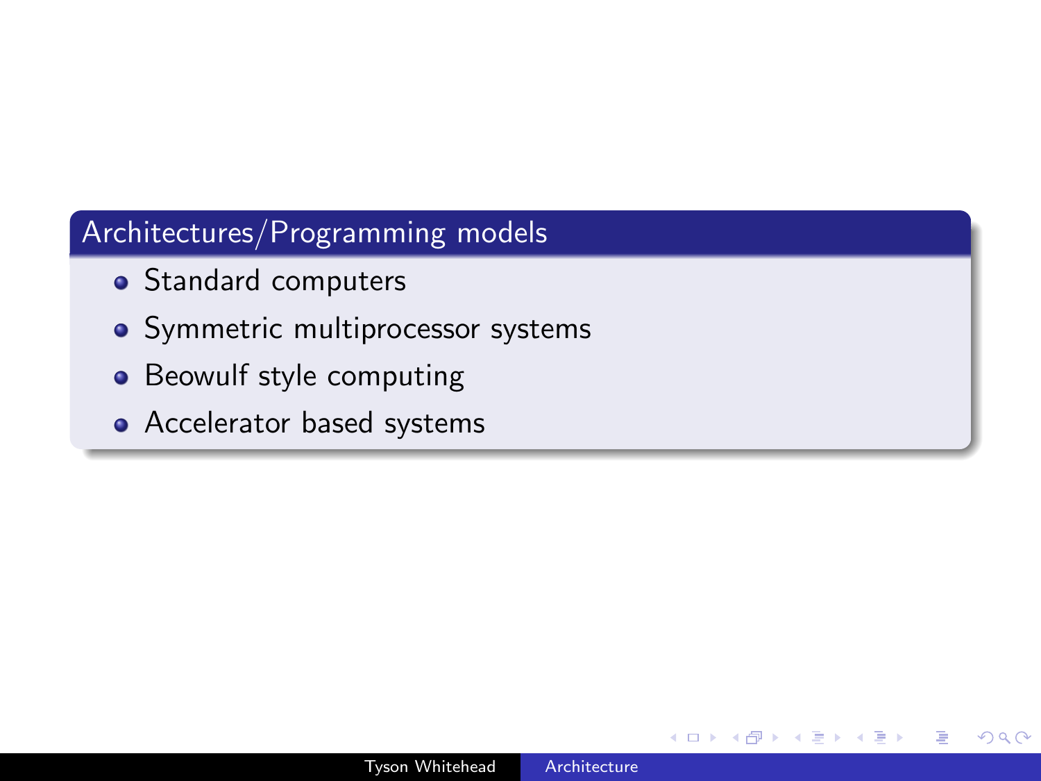## Architectures/Programming models

- Standard computers
- Symmetric multiprocessor systems
- Beowulf style computing
- Accelerator based systems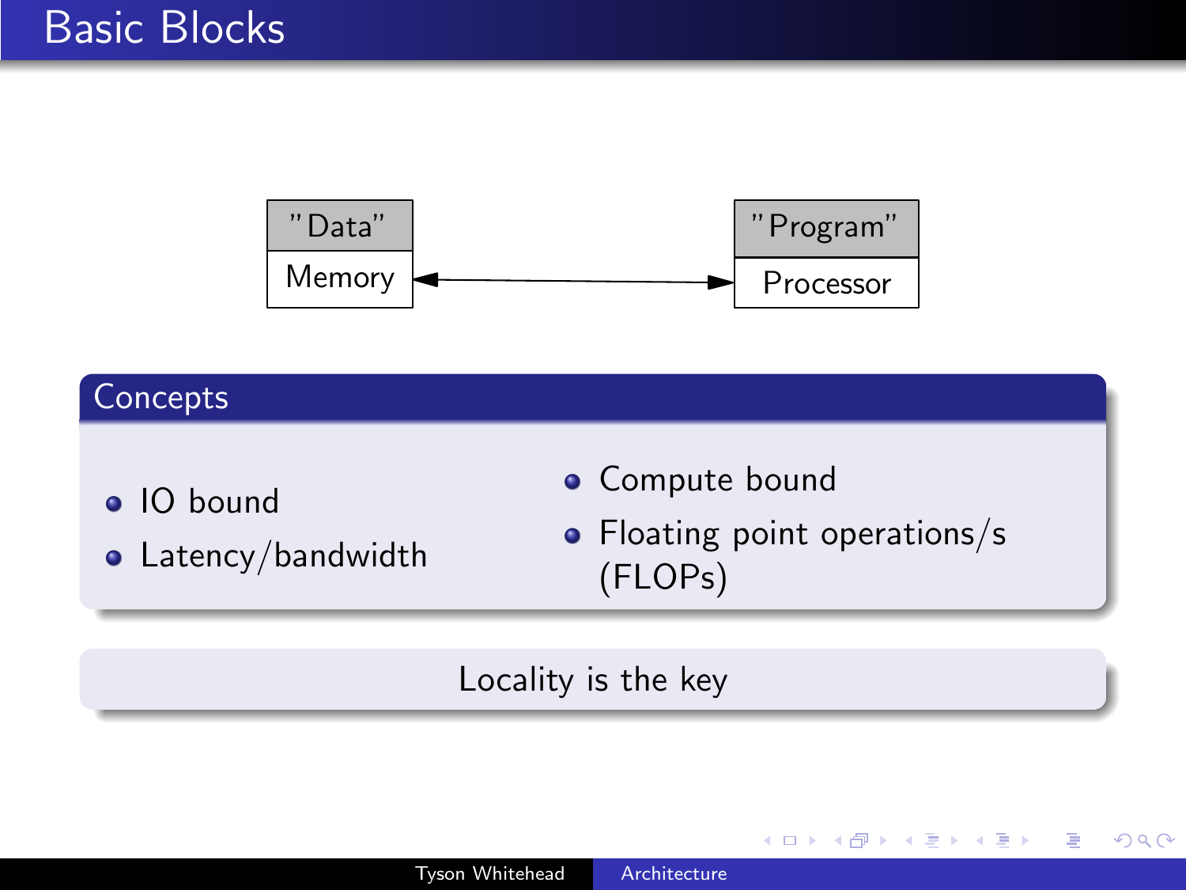# Basic Blocks

"Data"
Memory

"Program"
Processor

## Concepts

- IO bound
- Latency/bandwidth

- Compute bound
- Floating point operations/s (FLOPs)

Locality is the key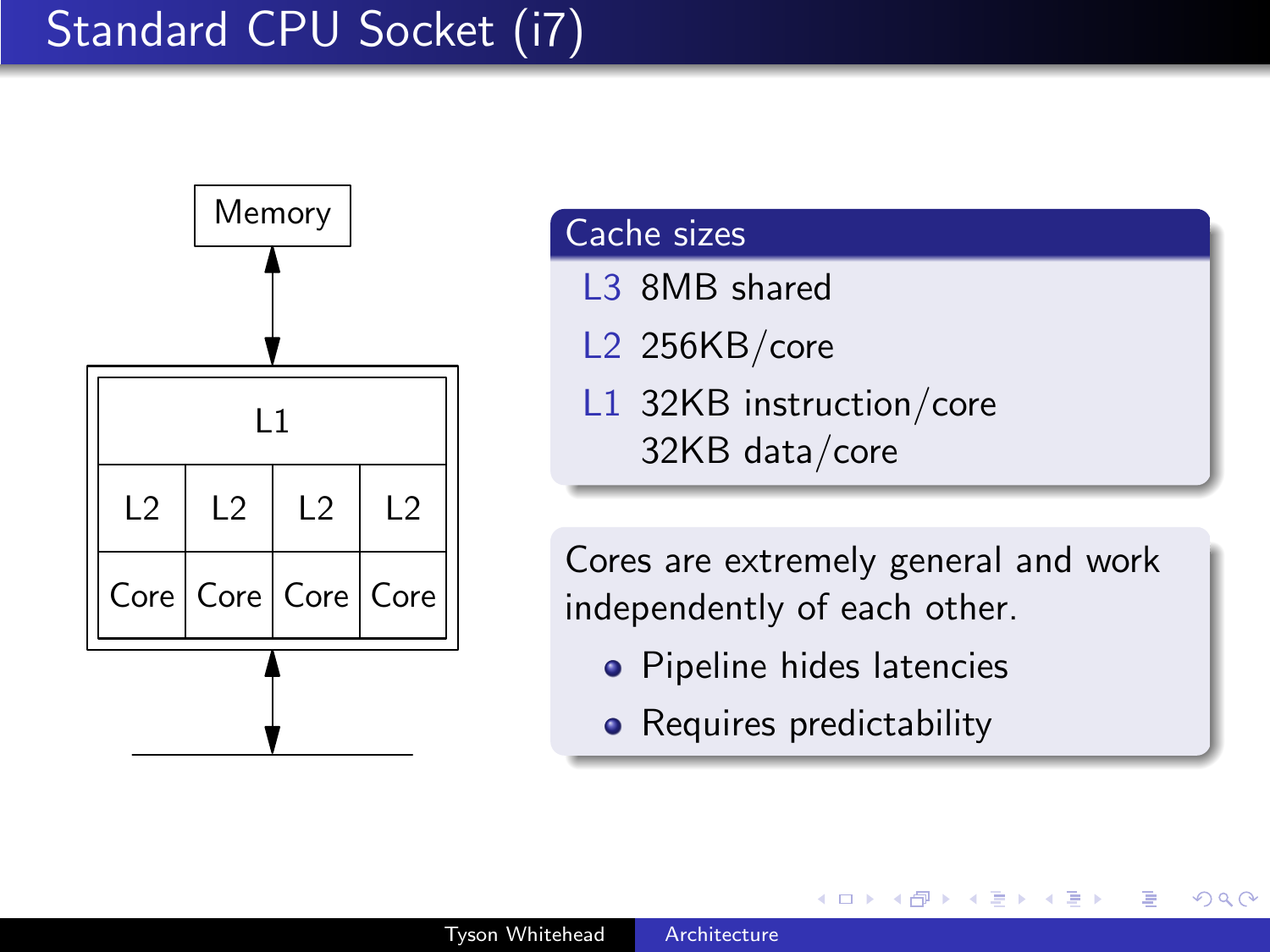# Standard CPU Socket (i7)

Memory

| L1 | | | |
|---|---|---|---|
| L2 | L2 | L2 | L2 |
| Core | Core | Core | Core |

**Cache sizes**

- **L3** 8MB shared
- **L2** 256KB/core
- **L1** 32KB instruction/core
  32KB data/core

Cores are extremely general and work independently of each other.

- Pipeline hides latencies
- Requires predictability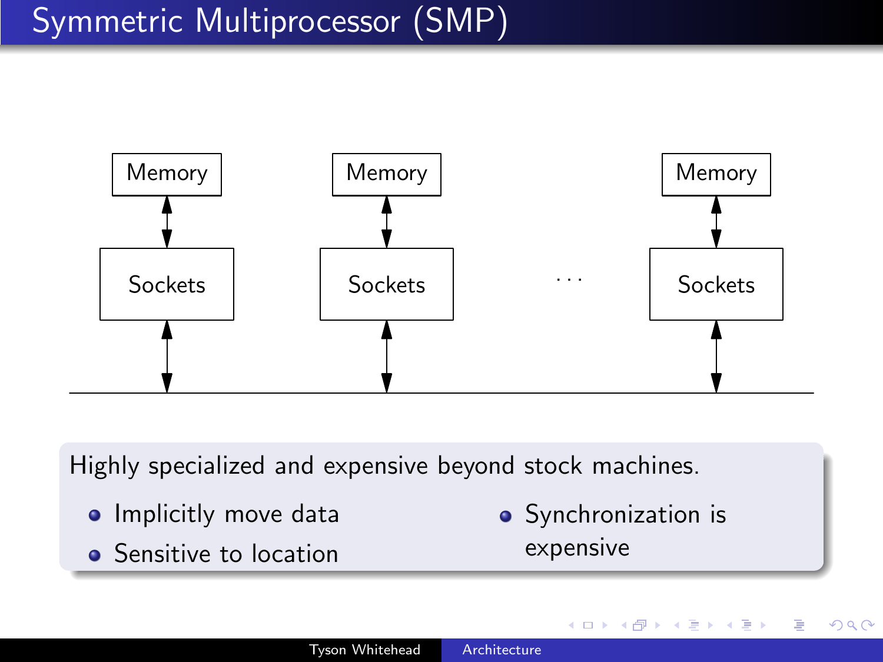# Symmetric Multiprocessor (SMP)

Memory  Memory  Memory

Sockets  Sockets  . . .  Sockets

Highly specialized and expensive beyond stock machines.

- Implicitly move data
- Sensitive to location
- Synchronization is expensive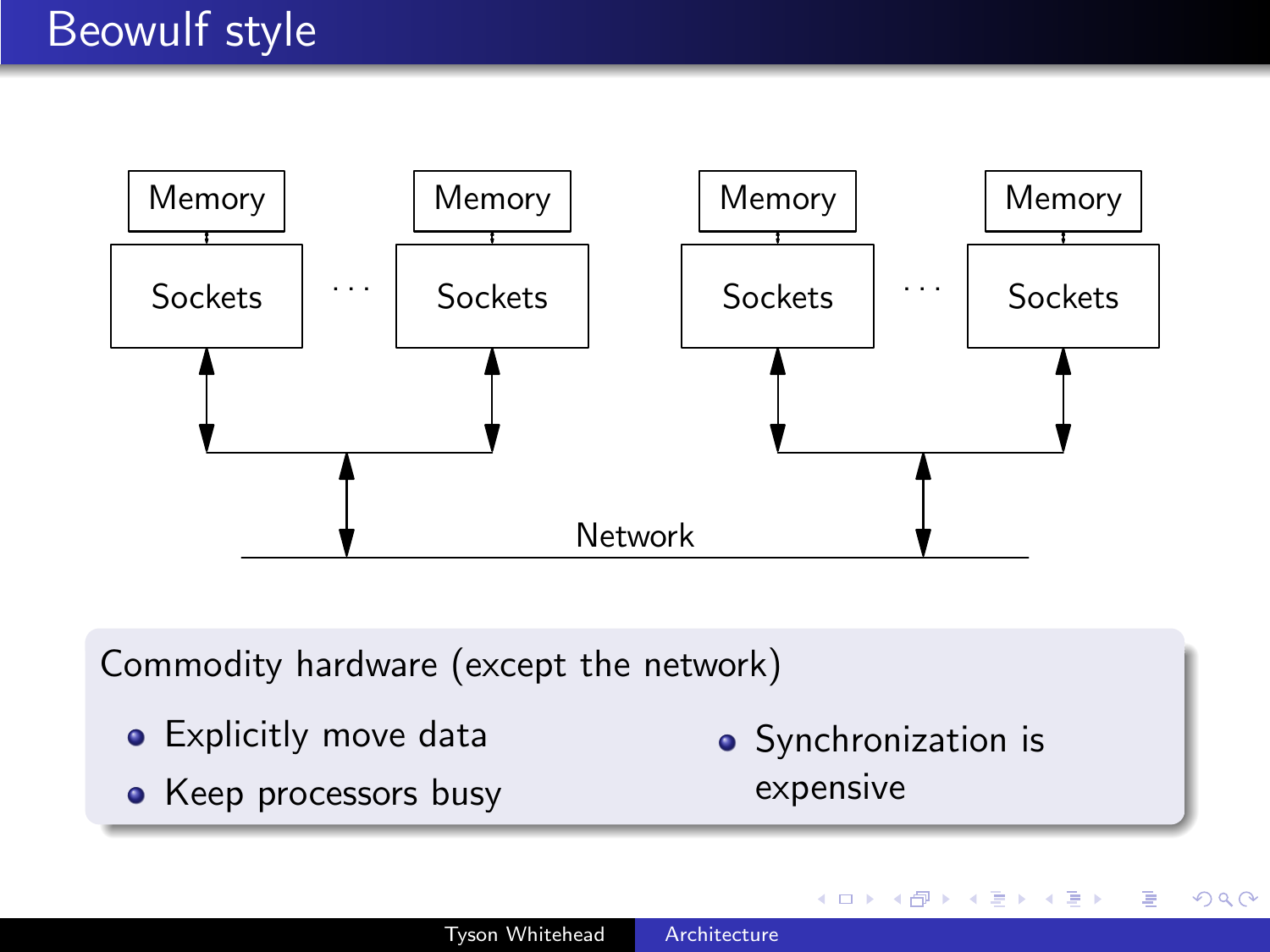# Beowulf style

Memory | Memory | Memory | Memory

Sockets ... Sockets    Sockets ... Sockets

Network

Commodity hardware (except the network)

- Explicitly move data
- Keep processors busy
- Synchronization is expensive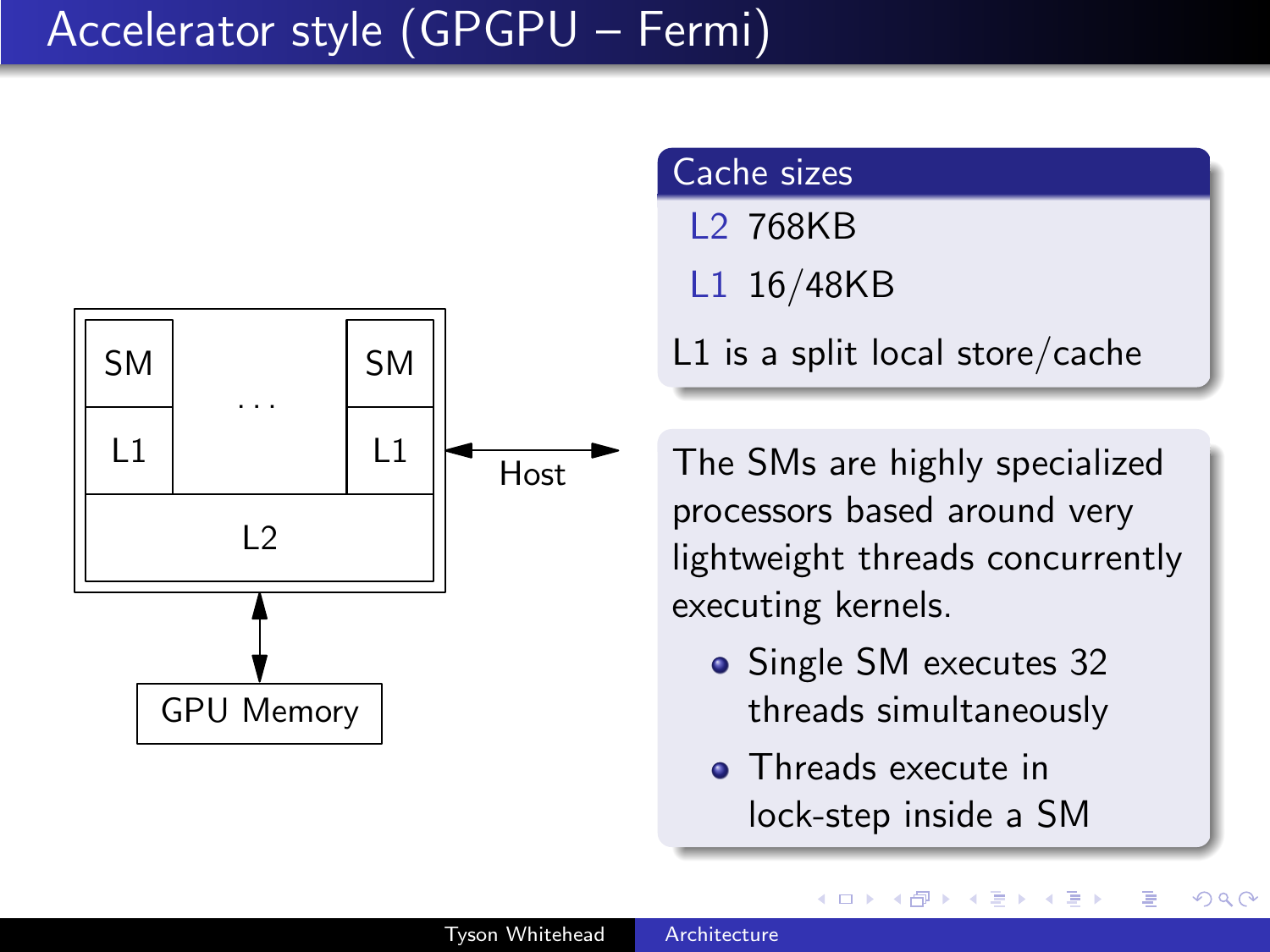# Accelerator style (GPGPU – Fermi)

SM

L1

. . .

SM

L1

L2

Host

GPU Memory

## Cache sizes

L2 768KB

L1 16/48KB

L1 is a split local store/cache

The SMs are highly specialized processors based around very lightweight threads concurrently executing kernels.

- Single SM executes 32 threads simultaneously
- Threads execute in lock-step inside a SM